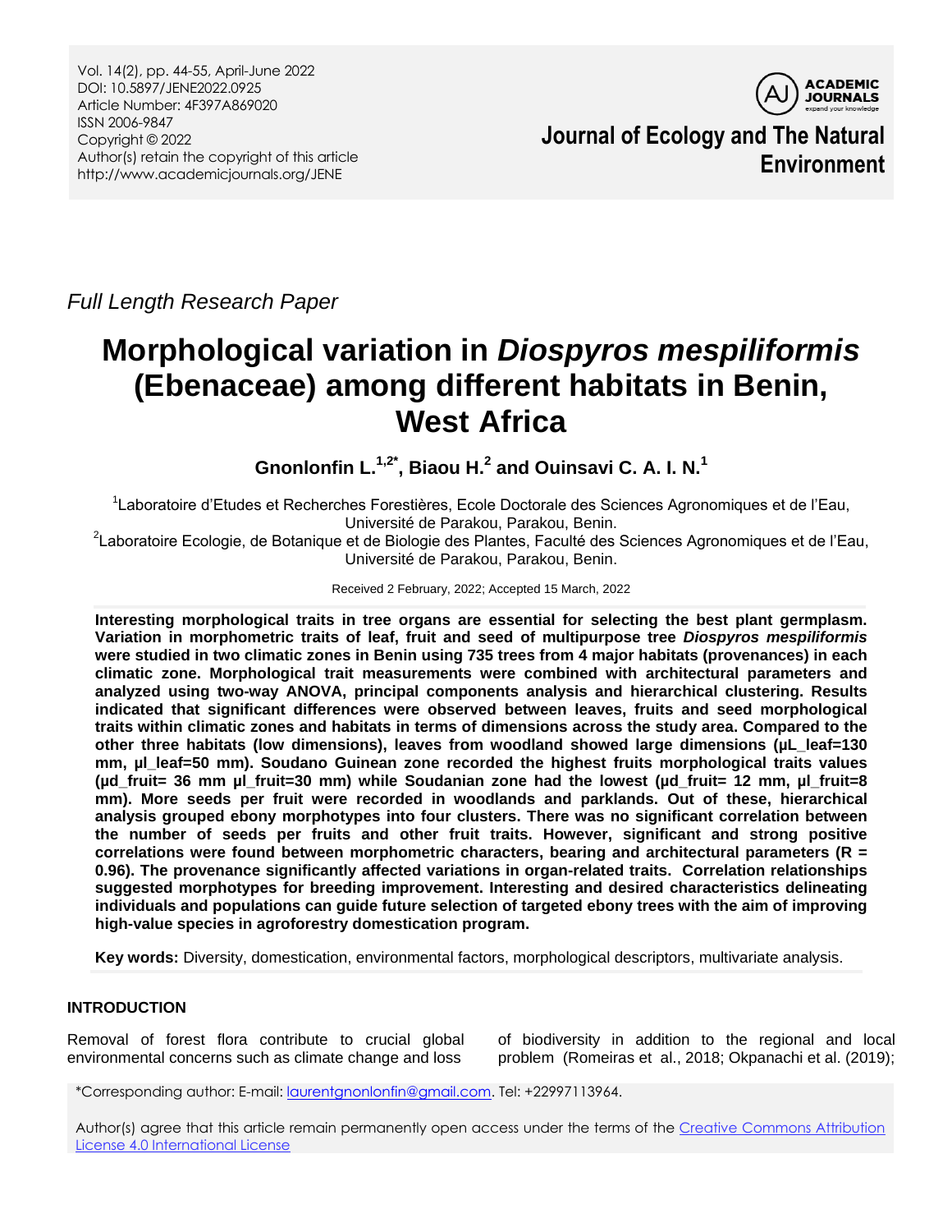Full Length Research Paper

# Morphological variation in *Diospyros mespiliformis* (Ebenaceae) among different habitats in Benin, West Africa

**Gnonlonfin L.[1,2*], Biaou H.[2] and Ouinsavi C. A. I. N.[1]**

[1]Laboratoire d'Etudes et Recherches Forestières, Ecole Doctorale des Sciences Agronomiques et de l'Eau, Université de Parakou, Parakou, Benin.

[2]Laboratoire Ecologie, de Botanique et de Biologie des Plantes, Faculté des Sciences Agronomiques et de l'Eau, Université de Parakou, Parakou, Benin.

Received 2 February, 2022; Accepted 15 March, 2022

**Interesting morphological traits in tree organs are essential for selecting the best plant germplasm. Variation in morphometric traits of leaf, fruit and seed of multipurpose tree *Diospyros mespiliformis* were studied in two climatic zones in Benin using 735 trees from 4 major habitats (provenances) in each climatic zone. Morphological trait measurements were combined with architectural parameters and analyzed using two-way ANOVA, principal components analysis and hierarchical clustering. Results indicated that significant differences were observed between leaves, fruits and seed morphological traits within climatic zones and habitats in terms of dimensions across the study area. Compared to the other three habitats (low dimensions), leaves from woodland showed large dimensions (µL_leaf=130 mm, µl_leaf=50 mm). Soudano Guinean zone recorded the highest fruits morphological traits values (µd_fruit= 36 mm µl_fruit=30 mm) while Soudanian zone had the lowest (µd_fruit= 12 mm, µl_fruit=8 mm). More seeds per fruit were recorded in woodlands and parklands. Out of these, hierarchical analysis grouped ebony morphotypes into four clusters. There was no significant correlation between the number of seeds per fruits and other fruit traits. However, significant and strong positive correlations were found between morphometric characters, bearing and architectural parameters (R = 0.96). The provenance significantly affected variations in organ-related traits. Correlation relationships suggested morphotypes for breeding improvement. Interesting and desired characteristics delineating individuals and populations can guide future selection of targeted ebony trees with the aim of improving high-value species in agroforestry domestication program.**

**Key words:** Diversity, domestication, environmental factors, morphological descriptors, multivariate analysis.

## INTRODUCTION

Removal of forest flora contribute to crucial global environmental concerns such as climate change and loss of biodiversity in addition to the regional and local problem (Romeiras et al., 2018; Okpanachi et al. (2019);

*Corresponding author: E-mail: laurentgnonlonfin@gmail.com. Tel: +22997113964.

Author(s) agree that this article remain permanently open access under the terms of the Creative Commons Attribution License 4.0 International License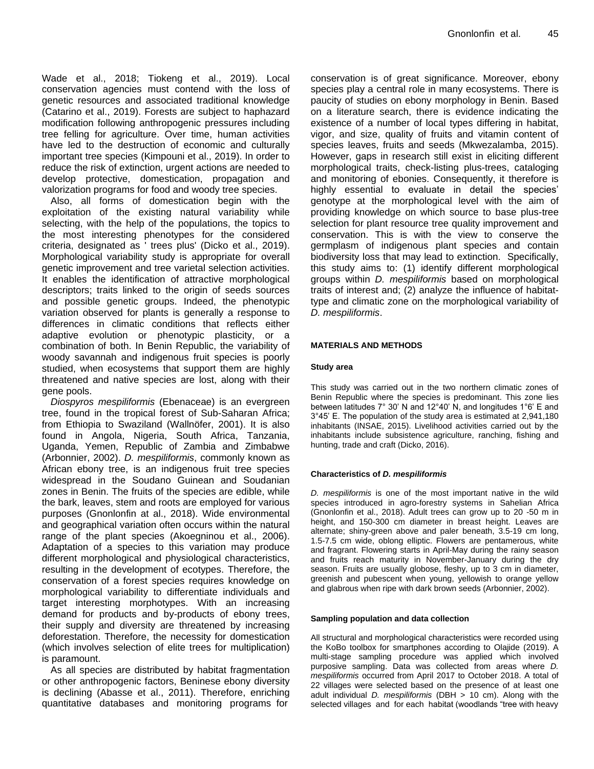Wade et al., 2018; Tiokeng et al., 2019). Local conservation agencies must contend with the loss of genetic resources and associated traditional knowledge (Catarino et al., 2019). Forests are subject to haphazard modification following anthropogenic pressures including tree felling for agriculture. Over time, human activities have led to the destruction of economic and culturally important tree species (Kimpouni et al., 2019). In order to reduce the risk of extinction, urgent actions are needed to develop protective, domestication, propagation and valorization programs for food and woody tree species.

Also, all forms of domestication begin with the exploitation of the existing natural variability while selecting, with the help of the populations, the topics to the most interesting phenotypes for the considered criteria, designated as ' trees plus' (Dicko et al., 2019). Morphological variability study is appropriate for overall genetic improvement and tree varietal selection activities. It enables the identification of attractive morphological descriptors; traits linked to the origin of seeds sources and possible genetic groups. Indeed, the phenotypic variation observed for plants is generally a response to differences in climatic conditions that reflects either adaptive evolution or phenotypic plasticity, or a combination of both. In Benin Republic, the variability of woody savannah and indigenous fruit species is poorly studied, when ecosystems that support them are highly threatened and native species are lost, along with their gene pools.

*Diospyros mespiliformis* (Ebenaceae) is an evergreen tree, found in the tropical forest of Sub-Saharan Africa; from Ethiopia to Swaziland (Wallnöfer, 2001). It is also found in Angola, Nigeria, South Africa, Tanzania, Uganda, Yemen, Republic of Zambia and Zimbabwe (Arbonnier, 2002). *D. mespiliformis*, commonly known as African ebony tree, is an indigenous fruit tree species widespread in the Soudano Guinean and Soudanian zones in Benin. The fruits of the species are edible, while the bark, leaves, stem and roots are employed for various purposes (Gnonlonfin at al., 2018). Wide environmental and geographical variation often occurs within the natural range of the plant species (Akoegninou et al., 2006). Adaptation of a species to this variation may produce different morphological and physiological characteristics, resulting in the development of ecotypes. Therefore, the conservation of a forest species requires knowledge on morphological variability to differentiate individuals and target interesting morphotypes. With an increasing demand for products and by-products of ebony trees, their supply and diversity are threatened by increasing deforestation. Therefore, the necessity for domestication (which involves selection of elite trees for multiplication) is paramount.

As all species are distributed by habitat fragmentation or other anthropogenic factors, Beninese ebony diversity is declining (Abasse et al., 2011). Therefore, enriching quantitative databases and monitoring programs for conservation is of great significance. Moreover, ebony species play a central role in many ecosystems. There is paucity of studies on ebony morphology in Benin. Based on a literature search, there is evidence indicating the existence of a number of local types differing in habitat, vigor, and size, quality of fruits and vitamin content of species leaves, fruits and seeds (Mkwezalamba, 2015). However, gaps in research still exist in eliciting different morphological traits, check-listing plus-trees, cataloging and monitoring of ebonies. Consequently, it therefore is highly essential to evaluate in detail the species' genotype at the morphological level with the aim of providing knowledge on which source to base plus-tree selection for plant resource tree quality improvement and conservation. This is with the view to conserve the germplasm of indigenous plant species and contain biodiversity loss that may lead to extinction. Specifically, this study aims to: (1) identify different morphological groups within *D. mespiliformis* based on morphological traits of interest and; (2) analyze the influence of habitat-type and climatic zone on the morphological variability of *D. mespiliformis*.

## MATERIALS AND METHODS

### Study area

This study was carried out in the two northern climatic zones of Benin Republic where the species is predominant. This zone lies between latitudes 7° 30' N and 12°40' N, and longitudes 1°6' E and 3°45' E. The population of the study area is estimated at 2,941,180 inhabitants (INSAE, 2015). Livelihood activities carried out by the inhabitants include subsistence agriculture, ranching, fishing and hunting, trade and craft (Dicko, 2016).

### Characteristics of *D. mespiliformis*

*D. mespiliformis* is one of the most important native in the wild species introduced in agro-forestry systems in Sahelian Africa (Gnonlonfin et al., 2018). Adult trees can grow up to 20 -50 m in height, and 150-300 cm diameter in breast height. Leaves are alternate; shiny-green above and paler beneath, 3.5-19 cm long, 1.5-7.5 cm wide, oblong elliptic. Flowers are pentamerous, white and fragrant. Flowering starts in April-May during the rainy season and fruits reach maturity in November-January during the dry season. Fruits are usually globose, fleshy, up to 3 cm in diameter, greenish and pubescent when young, yellowish to orange yellow and glabrous when ripe with dark brown seeds (Arbonnier, 2002).

### Sampling population and data collection

All structural and morphological characteristics were recorded using the KoBo toolbox for smartphones according to Olajide (2019). A multi-stage sampling procedure was applied which involved purposive sampling. Data was collected from areas where *D. mespiliformis* occurred from April 2017 to October 2018. A total of 22 villages were selected based on the presence of at least one adult individual *D. mespiliformis* (DBH > 10 cm). Along with the selected villages and for each habitat (woodlands "tree with heavy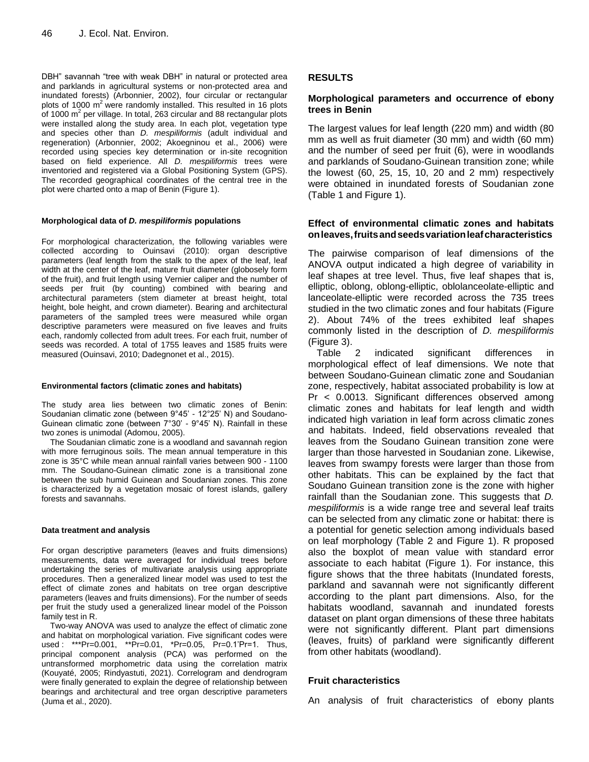DBH" savannah "tree with weak DBH" in natural or protected area and parklands in agricultural systems or non-protected area and inundated forests) (Arbonnier, 2002), four circular or rectangular plots of 1000 $m^2$ were randomly installed. This resulted in 16 plots of 1000 $m^2$ per village. In total, 263 circular and 88 rectangular plots were installed along the study area. In each plot, vegetation type and species other than *D. mespiliformis* (adult individual and regeneration) (Arbonnier, 2002; Akoegninou et al., 2006) were recorded using species key determination or in-site recognition based on field experience. All *D. mespiliformis* trees were inventoried and registered via a Global Positioning System (GPS). The recorded geographical coordinates of the central tree in the plot were charted onto a map of Benin (Figure 1).

#### Morphological data of *D. mespiliformis* populations

For morphological characterization, the following variables were collected according to Ouinsavi (2010): organ descriptive parameters (leaf length from the stalk to the apex of the leaf, leaf width at the center of the leaf, mature fruit diameter (globosely form of the fruit), and fruit length using Vernier caliper and the number of seeds per fruit (by counting) combined with bearing and architectural parameters (stem diameter at breast height, total height, bole height, and crown diameter). Bearing and architectural parameters of the sampled trees were measured while organ descriptive parameters were measured on five leaves and fruits each, randomly collected from adult trees. For each fruit, number of seeds was recorded. A total of 1755 leaves and 1585 fruits were measured (Ouinsavi, 2010; Dadegnonet et al., 2015).

#### Environmental factors (climatic zones and habitats)

The study area lies between two climatic zones of Benin: Soudanian climatic zone (between 9°45' - 12°25' N) and Soudano-Guinean climatic zone (between 7°30' - 9°45' N). Rainfall in these two zones is unimodal (Adomou, 2005).

The Soudanian climatic zone is a woodland and savannah region with more ferruginous soils. The mean annual temperature in this zone is 35°C while mean annual rainfall varies between 900 - 1100 mm. The Soudano-Guinean climatic zone is a transitional zone between the sub humid Guinean and Soudanian zones. This zone is characterized by a vegetation mosaic of forest islands, gallery forests and savannahs.

#### Data treatment and analysis

For organ descriptive parameters (leaves and fruits dimensions) measurements, data were averaged for individual trees before undertaking the series of multivariate analysis using appropriate procedures. Then a generalized linear model was used to test the effect of climate zones and habitats on tree organ descriptive parameters (leaves and fruits dimensions). For the number of seeds per fruit the study used a generalized linear model of the Poisson family test in R.

Two-way ANOVA was used to analyze the effect of climatic zone and habitat on morphological variation. Five significant codes were used : ***Pr=0.001, **Pr=0.01, *Pr=0.05, Pr=0.1'Pr=1. Thus, principal component analysis (PCA) was performed on the untransformed morphometric data using the correlation matrix (Kouyaté, 2005; Rindyastuti, 2021). Correlogram and dendrogram were finally generated to explain the degree of relationship between bearings and architectural and tree organ descriptive parameters (Juma et al., 2020).

## RESULTS

### Morphological parameters and occurrence of ebony trees in Benin

The largest values for leaf length (220 mm) and width (80 mm as well as fruit diameter (30 mm) and width (60 mm) and the number of seed per fruit (6), were in woodlands and parklands of Soudano-Guinean transition zone; while the lowest (60, 25, 15, 10, 20 and 2 mm) respectively were obtained in inundated forests of Soudanian zone (Table 1 and Figure 1).

### Effect of environmental climatic zones and habitats on leaves, fruits and seeds variation leaf characteristics

The pairwise comparison of leaf dimensions of the ANOVA output indicated a high degree of variability in leaf shapes at tree level. Thus, five leaf shapes that is, elliptic, oblong, oblong-elliptic, oblolanceolate-elliptic and lanceolate-elliptic were recorded across the 735 trees studied in the two climatic zones and four habitats (Figure 2). About 74% of the trees exhibited leaf shapes commonly listed in the description of *D. mespiliformis* (Figure 3).

Table 2 indicated significant differences in morphological effect of leaf dimensions. We note that between Soudano-Guinean climatic zone and Soudanian zone, respectively, habitat associated probability is low at $Pr < 0.0013$. Significant differences observed among climatic zones and habitats for leaf length and width indicated high variation in leaf form across climatic zones and habitats. Indeed, field observations revealed that leaves from the Soudano Guinean transition zone were larger than those harvested in Soudanian zone. Likewise, leaves from swampy forests were larger than those from other habitats. This can be explained by the fact that Soudano Guinean transition zone is the zone with higher rainfall than the Soudanian zone. This suggests that *D. mespiliformis* is a wide range tree and several leaf traits can be selected from any climatic zone or habitat: there is a potential for genetic selection among individuals based on leaf morphology (Table 2 and Figure 1). R proposed also the boxplot of mean value with standard error associate to each habitat (Figure 1). For instance, this figure shows that the three habitats (Inundated forests, parkland and savannah were not significantly different according to the plant part dimensions. Also, for the habitats woodland, savannah and inundated forests dataset on plant organ dimensions of these three habitats were not significantly different. Plant part dimensions (leaves, fruits) of parkland were significantly different from other habitats (woodland).

### Fruit characteristics

An analysis of fruit characteristics of ebony plants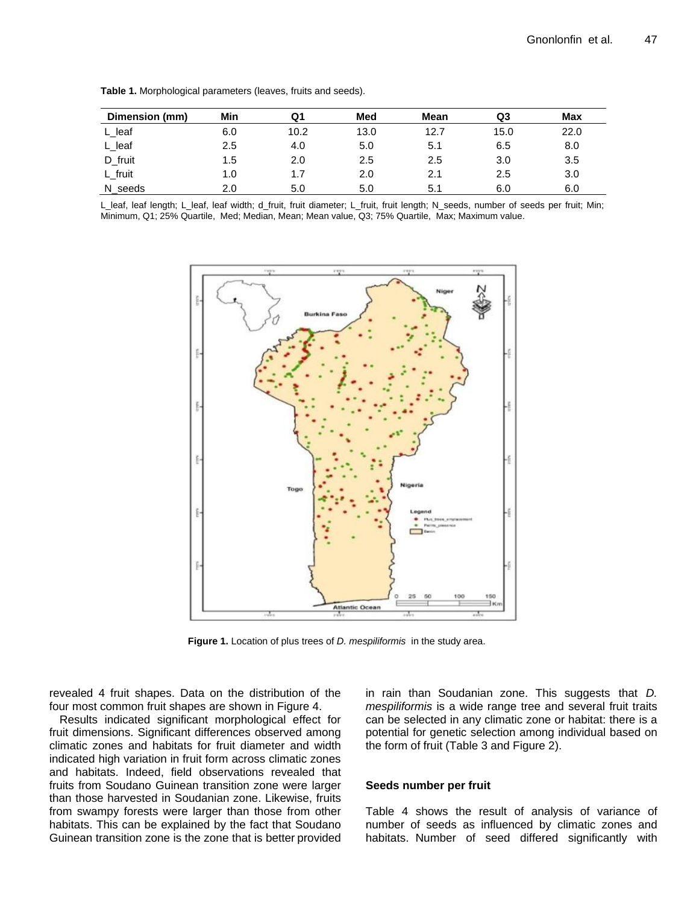**Table 1.** Morphological parameters (leaves, fruits and seeds).

| Dimension (mm) | Min | Q1 | Med | Mean | Q3 | Max |
|---|---|---|---|---|---|---|
| L_leaf | 6.0 | 10.2 | 13.0 | 12.7 | 15.0 | 22.0 |
| L_leaf | 2.5 | 4.0 | 5.0 | 5.1 | 6.5 | 8.0 |
| D_fruit | 1.5 | 2.0 | 2.5 | 2.5 | 3.0 | 3.5 |
| L_fruit | 1.0 | 1.7 | 2.0 | 2.1 | 2.5 | 3.0 |
| N_seeds | 2.0 | 5.0 | 5.0 | 5.1 | 6.0 | 6.0 |

L_leaf, leaf length; L_leaf, leaf width; d_fruit, fruit diameter; L_fruit, fruit length; N_seeds, number of seeds per fruit; Min; Minimum, Q1; 25% Quartile, Med; Median, Mean; Mean value, Q3; 75% Quartile, Max; Maximum value.

**Figure 1.** Location of plus trees of *D. mespiliformis* in the study area.

revealed 4 fruit shapes. Data on the distribution of the four most common fruit shapes are shown in Figure 4.

Results indicated significant morphological effect for fruit dimensions. Significant differences observed among climatic zones and habitats for fruit diameter and width indicated high variation in fruit form across climatic zones and habitats. Indeed, field observations revealed that fruits from Soudano Guinean transition zone were larger than those harvested in Soudanian zone. Likewise, fruits from swampy forests were larger than those from other habitats. This can be explained by the fact that Soudano Guinean transition zone is the zone that is better provided in rain than Soudanian zone. This suggests that *D. mespiliformis* is a wide range tree and several fruit traits can be selected in any climatic zone or habitat: there is a potential for genetic selection among individual based on the form of fruit (Table 3 and Figure 2).

### Seeds number per fruit

Table 4 shows the result of analysis of variance of number of seeds as influenced by climatic zones and habitats. Number of seed differed significantly with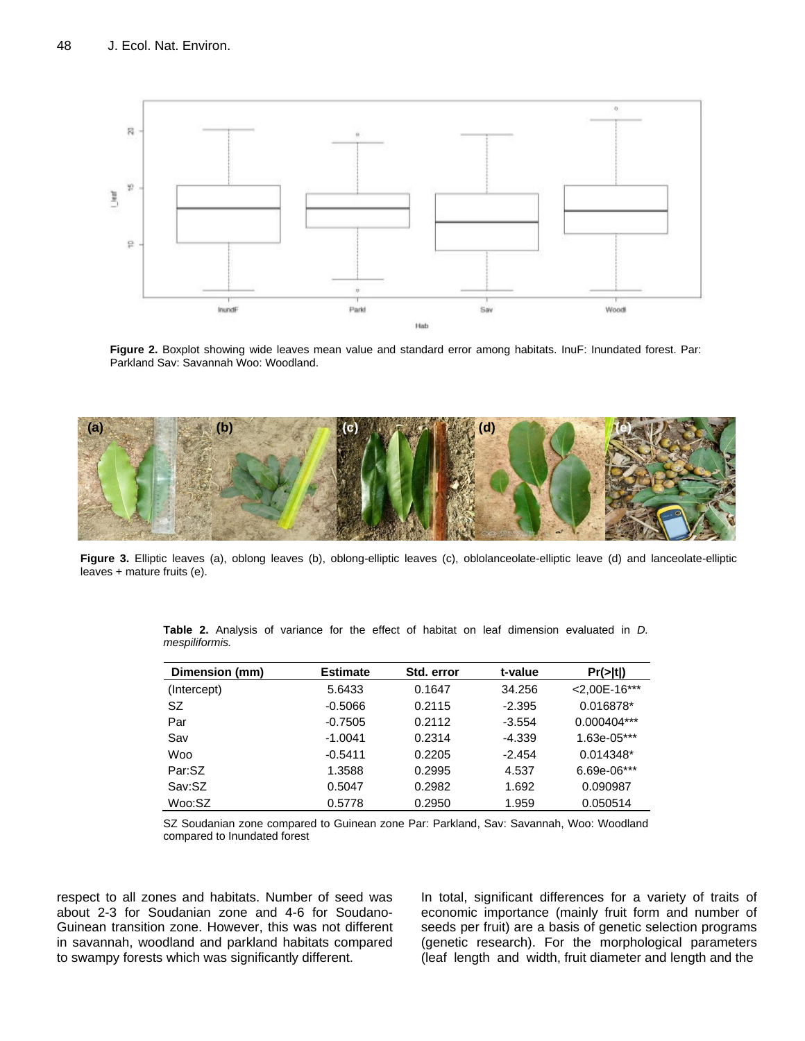**Figure 2.** Boxplot showing wide leaves mean value and standard error among habitats. InuF: Inundated forest. Par: Parkland Sav: Savannah Woo: Woodland.

**Figure 3.** Elliptic leaves (a), oblong leaves (b), oblong-elliptic leaves (c), oblolanceolate-elliptic leave (d) and lanceolate-elliptic leaves + mature fruits (e).

**Table 2.** Analysis of variance for the effect of habitat on leaf dimension evaluated in *D. mespiliformis.*

| Dimension (mm) | Estimate | Std. error | t-value | Pr(>\|t\|) |
|---|---|---|---|---|
| (Intercept) | 5.6433 | 0.1647 | 34.256 | <2,00E-16*** |
| SZ | -0.5066 | 0.2115 | -2.395 | 0.016878* |
| Par | -0.7505 | 0.2112 | -3.554 | 0.000404*** |
| Sav | -1.0041 | 0.2314 | -4.339 | 1.63e-05*** |
| Woo | -0.5411 | 0.2205 | -2.454 | 0.014348* |
| Par:SZ | 1.3588 | 0.2995 | 4.537 | 6.69e-06*** |
| Sav:SZ | 0.5047 | 0.2982 | 1.692 | 0.090987 |
| Woo:SZ | 0.5778 | 0.2950 | 1.959 | 0.050514 |

SZ Soudanian zone compared to Guinean zone Par: Parkland, Sav: Savannah, Woo: Woodland compared to Inundated forest

respect to all zones and habitats. Number of seed was about 2-3 for Soudanian zone and 4-6 for Soudano-Guinean transition zone. However, this was not different in savannah, woodland and parkland habitats compared to swampy forests which was significantly different.

In total, significant differences for a variety of traits of economic importance (mainly fruit form and number of seeds per fruit) are a basis of genetic selection programs (genetic research). For the morphological parameters (leaf length and width, fruit diameter and length and the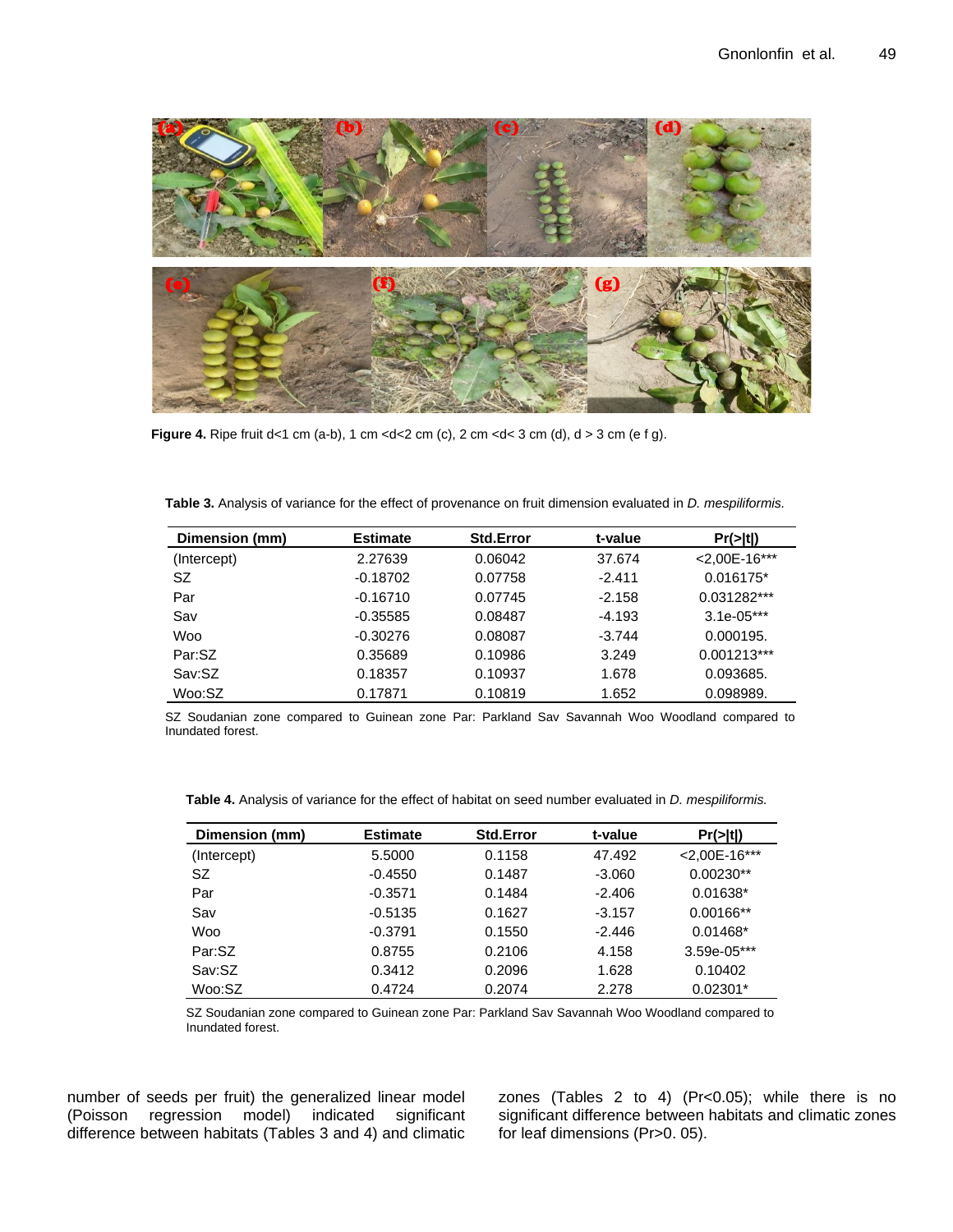**Figure 4.** Ripe fruit d<1 cm (a-b), 1 cm <d<2 cm (c), 2 cm <d< 3 cm (d), d > 3 cm (e f g).

**Table 3.** Analysis of variance for the effect of provenance on fruit dimension evaluated in *D. mespiliformis.*

| Dimension (mm) | Estimate | Std.Error | t-value | Pr(>\|t\|) |
|---|---|---|---|---|
| (Intercept) | 2.27639 | 0.06042 | 37.674 | <2,00E-16*** |
| SZ | -0.18702 | 0.07758 | -2.411 | 0.016175* |
| Par | -0.16710 | 0.07745 | -2.158 | 0.031282*** |
| Sav | -0.35585 | 0.08487 | -4.193 | 3.1e-05*** |
| Woo | -0.30276 | 0.08087 | -3.744 | 0.000195. |
| Par:SZ | 0.35689 | 0.10986 | 3.249 | 0.001213*** |
| Sav:SZ | 0.18357 | 0.10937 | 1.678 | 0.093685. |
| Woo:SZ | 0.17871 | 0.10819 | 1.652 | 0.098989. |

SZ Soudanian zone compared to Guinean zone Par: Parkland Sav Savannah Woo Woodland compared to Inundated forest.

**Table 4.** Analysis of variance for the effect of habitat on seed number evaluated in *D. mespiliformis.*

| Dimension (mm) | Estimate | Std.Error | t-value | Pr(>\|t\|) |
|---|---|---|---|---|
| (Intercept) | 5.5000 | 0.1158 | 47.492 | <2,00E-16*** |
| SZ | -0.4550 | 0.1487 | -3.060 | 0.00230** |
| Par | -0.3571 | 0.1484 | -2.406 | 0.01638* |
| Sav | -0.5135 | 0.1627 | -3.157 | 0.00166** |
| Woo | -0.3791 | 0.1550 | -2.446 | 0.01468* |
| Par:SZ | 0.8755 | 0.2106 | 4.158 | 3.59e-05*** |
| Sav:SZ | 0.3412 | 0.2096 | 1.628 | 0.10402 |
| Woo:SZ | 0.4724 | 0.2074 | 2.278 | 0.02301* |

SZ Soudanian zone compared to Guinean zone Par: Parkland Sav Savannah Woo Woodland compared to Inundated forest.

number of seeds per fruit) the generalized linear model (Poisson regression model) indicated significant difference between habitats (Tables 3 and 4) and climatic zones (Tables 2 to 4) (Pr<0.05); while there is no significant difference between habitats and climatic zones for leaf dimensions (Pr>0. 05).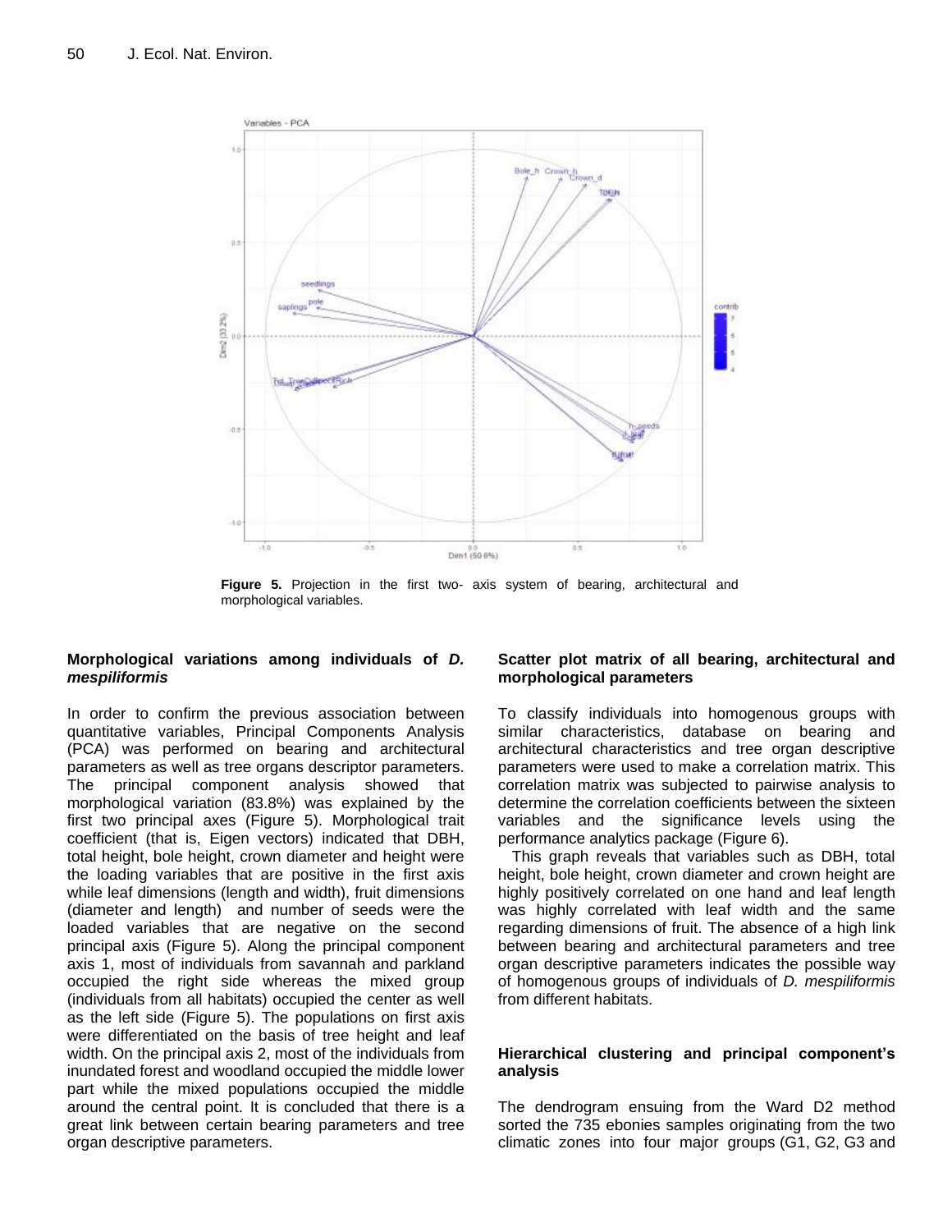**Figure 5.** Projection in the first two- axis system of bearing, architectural and morphological variables.

### Morphological variations among individuals of *D. mespiliformis*

In order to confirm the previous association between quantitative variables, Principal Components Analysis (PCA) was performed on bearing and architectural parameters as well as tree organs descriptor parameters. The principal component analysis showed that morphological variation (83.8%) was explained by the first two principal axes (Figure 5). Morphological trait coefficient (that is, Eigen vectors) indicated that DBH, total height, bole height, crown diameter and height were the loading variables that are positive in the first axis while leaf dimensions (length and width), fruit dimensions (diameter and length) and number of seeds were the loaded variables that are negative on the second principal axis (Figure 5). Along the principal component axis 1, most of individuals from savannah and parkland occupied the right side whereas the mixed group (individuals from all habitats) occupied the center as well as the left side (Figure 5). The populations on first axis were differentiated on the basis of tree height and leaf width. On the principal axis 2, most of the individuals from inundated forest and woodland occupied the middle lower part while the mixed populations occupied the middle around the central point. It is concluded that there is a great link between certain bearing parameters and tree organ descriptive parameters.

### Scatter plot matrix of all bearing, architectural and morphological parameters

To classify individuals into homogenous groups with similar characteristics, database on bearing and architectural characteristics and tree organ descriptive parameters were used to make a correlation matrix. This correlation matrix was subjected to pairwise analysis to determine the correlation coefficients between the sixteen variables and the significance levels using the performance analytics package (Figure 6).

This graph reveals that variables such as DBH, total height, bole height, crown diameter and crown height are highly positively correlated on one hand and leaf length was highly correlated with leaf width and the same regarding dimensions of fruit. The absence of a high link between bearing and architectural parameters and tree organ descriptive parameters indicates the possible way of homogenous groups of individuals of *D. mespiliformis* from different habitats.

### Hierarchical clustering and principal component's analysis

The dendrogram ensuing from the Ward D2 method sorted the 735 ebonies samples originating from the two climatic zones into four major groups (G1, G2, G3 and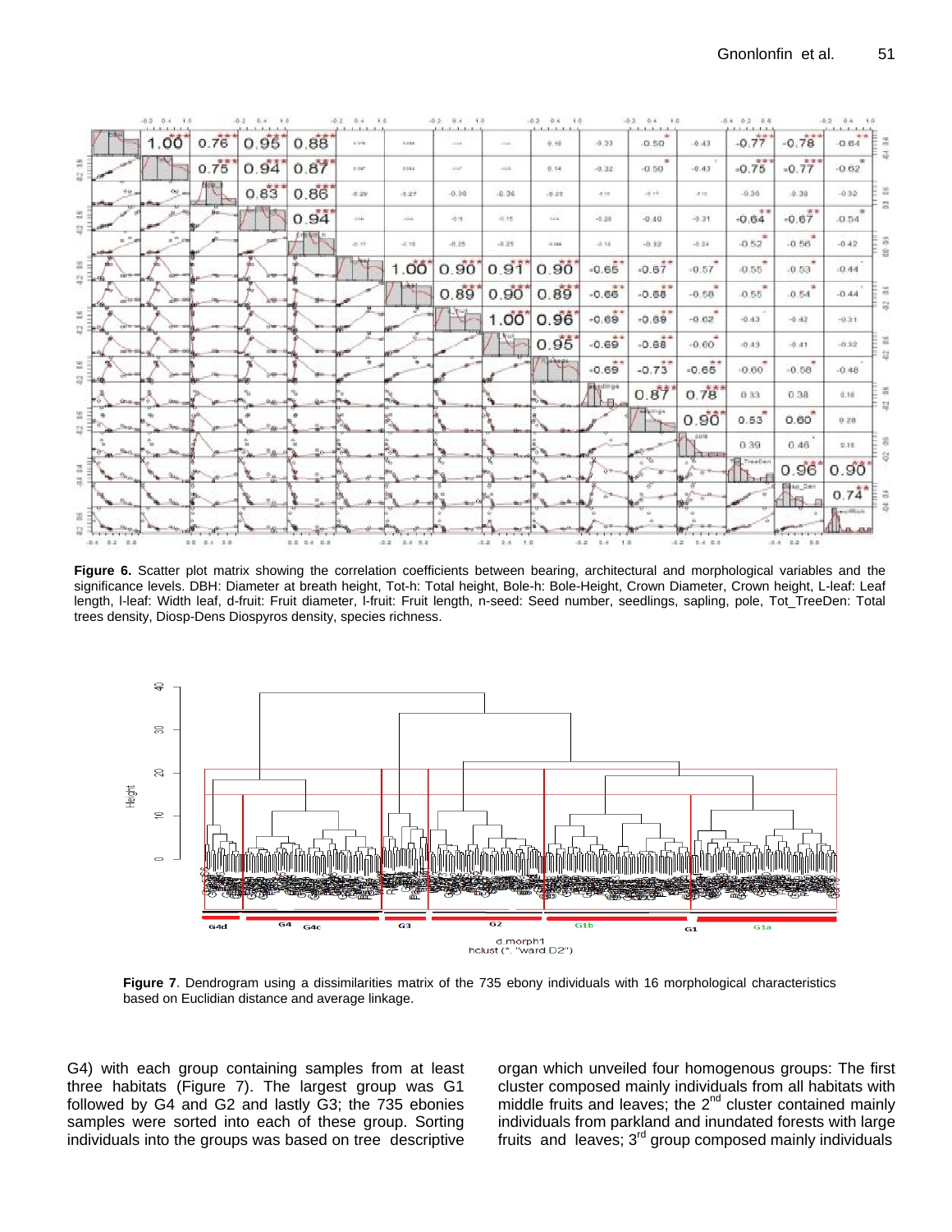**Figure 6.** Scatter plot matrix showing the correlation coefficients between bearing, architectural and morphological variables and the significance levels. DBH: Diameter at breath height, Tot-h: Total height, Bole-h: Bole-Height, Crown Diameter, Crown height, L-leaf: Leaf length, l-leaf: Width leaf, d-fruit: Fruit diameter, l-fruit: Fruit length, n-seed: Seed number, seedlings, sapling, pole, Tot_TreeDen: Total trees density, Diosp-Dens Diospyros density, species richness.

**Figure 7**. Dendrogram using a dissimilarities matrix of the 735 ebony individuals with 16 morphological characteristics based on Euclidian distance and average linkage.

G4) with each group containing samples from at least three habitats (Figure 7). The largest group was G1 followed by G4 and G2 and lastly G3; the 735 ebonies samples were sorted into each of these group. Sorting individuals into the groups was based on tree descriptive organ which unveiled four homogenous groups: The first cluster composed mainly individuals from all habitats with middle fruits and leaves; the 2nd cluster contained mainly individuals from parkland and inundated forests with large fruits and leaves; 3rd group composed mainly individuals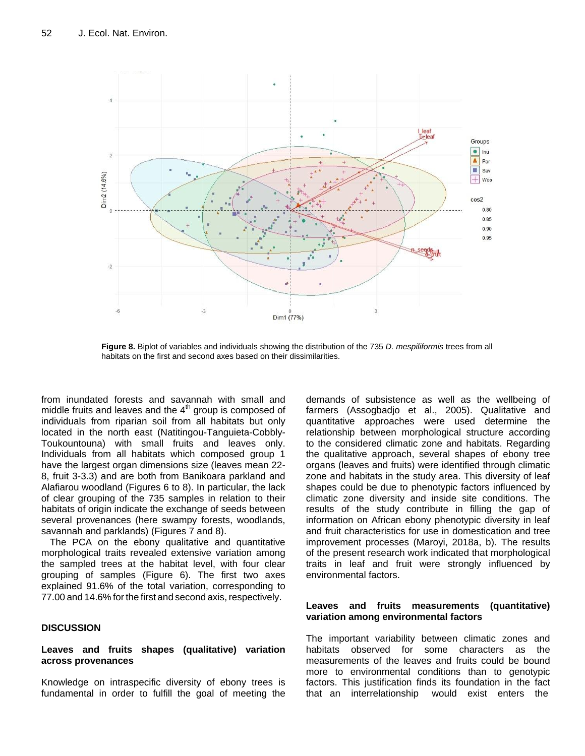**Figure 8.** Biplot of variables and individuals showing the distribution of the 735 *D. mespiliformis* trees from all habitats on the first and second axes based on their dissimilarities.

from inundated forests and savannah with small and middle fruits and leaves and the 4th group is composed of individuals from riparian soil from all habitats but only located in the north east (Natitingou-Tanguieta-Cobbly-Toukountouna) with small fruits and leaves only. Individuals from all habitats which composed group 1 have the largest organ dimensions size (leaves mean 22-8, fruit 3-3.3) and are both from Banikoara parkland and Alafiarou woodland (Figures 6 to 8). In particular, the lack of clear grouping of the 735 samples in relation to their habitats of origin indicate the exchange of seeds between several provenances (here swampy forests, woodlands, savannah and parklands) (Figures 7 and 8).

The PCA on the ebony qualitative and quantitative morphological traits revealed extensive variation among the sampled trees at the habitat level, with four clear grouping of samples (Figure 6). The first two axes explained 91.6% of the total variation, corresponding to 77.00 and 14.6% for the first and second axis, respectively.

## DISCUSSION

### Leaves and fruits shapes (qualitative) variation across provenances

Knowledge on intraspecific diversity of ebony trees is fundamental in order to fulfill the goal of meeting the demands of subsistence as well as the wellbeing of farmers (Assogbadjo et al., 2005). Qualitative and quantitative approaches were used determine the relationship between morphological structure according to the considered climatic zone and habitats. Regarding the qualitative approach, several shapes of ebony tree organs (leaves and fruits) were identified through climatic zone and habitats in the study area. This diversity of leaf shapes could be due to phenotypic factors influenced by climatic zone diversity and inside site conditions. The results of the study contribute in filling the gap of information on African ebony phenotypic diversity in leaf and fruit characteristics for use in domestication and tree improvement processes (Maroyi, 2018a, b). The results of the present research work indicated that morphological traits in leaf and fruit were strongly influenced by environmental factors.

### Leaves and fruits measurements (quantitative) variation among environmental factors

The important variability between climatic zones and habitats observed for some characters as the measurements of the leaves and fruits could be bound more to environmental conditions than to genotypic factors. This justification finds its foundation in the fact that an interrelationship would exist enters the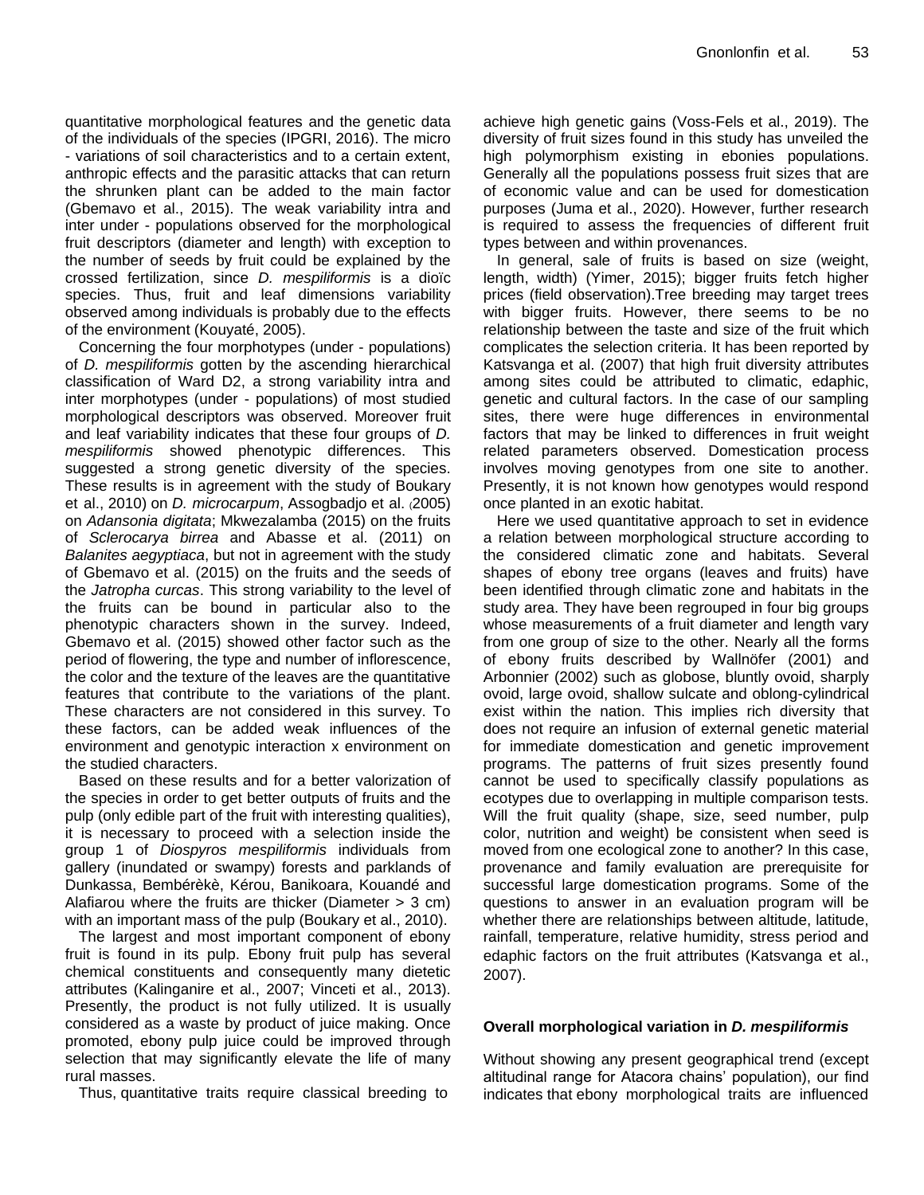quantitative morphological features and the genetic data of the individuals of the species (IPGRI, 2016). The micro - variations of soil characteristics and to a certain extent, anthropic effects and the parasitic attacks that can return the shrunken plant can be added to the main factor (Gbemavo et al., 2015). The weak variability intra and inter under - populations observed for the morphological fruit descriptors (diameter and length) with exception to the number of seeds by fruit could be explained by the crossed fertilization, since *D. mespiliformis* is a dioïc species. Thus, fruit and leaf dimensions variability observed among individuals is probably due to the effects of the environment (Kouyaté, 2005).

Concerning the four morphotypes (under - populations) of *D. mespiliformis* gotten by the ascending hierarchical classification of Ward D2, a strong variability intra and inter morphotypes (under - populations) of most studied morphological descriptors was observed. Moreover fruit and leaf variability indicates that these four groups of *D. mespiliformis* showed phenotypic differences. This suggested a strong genetic diversity of the species. These results is in agreement with the study of Boukary et al., 2010) on *D. microcarpum*, Assogbadjo et al. (2005) on *Adansonia digitata*; Mkwezalamba (2015) on the fruits of *Sclerocarya birrea* and Abasse et al. (2011) on *Balanites aegyptiaca*, but not in agreement with the study of Gbemavo et al. (2015) on the fruits and the seeds of the *Jatropha curcas*. This strong variability to the level of the fruits can be bound in particular also to the phenotypic characters shown in the survey. Indeed, Gbemavo et al. (2015) showed other factor such as the period of flowering, the type and number of inflorescence, the color and the texture of the leaves are the quantitative features that contribute to the variations of the plant. These characters are not considered in this survey. To these factors, can be added weak influences of the environment and genotypic interaction x environment on the studied characters.

Based on these results and for a better valorization of the species in order to get better outputs of fruits and the pulp (only edible part of the fruit with interesting qualities), it is necessary to proceed with a selection inside the group 1 of *Diospyros mespiliformis* individuals from gallery (inundated or swampy) forests and parklands of Dunkassa, Bembérèkè, Kérou, Banikoara, Kouandé and Alafiarou where the fruits are thicker (Diameter > 3 cm) with an important mass of the pulp (Boukary et al., 2010).

The largest and most important component of ebony fruit is found in its pulp. Ebony fruit pulp has several chemical constituents and consequently many dietetic attributes (Kalinganire et al., 2007; Vinceti et al., 2013). Presently, the product is not fully utilized. It is usually considered as a waste by product of juice making. Once promoted, ebony pulp juice could be improved through selection that may significantly elevate the life of many rural masses.

Thus, quantitative traits require classical breeding to achieve high genetic gains (Voss-Fels et al., 2019). The diversity of fruit sizes found in this study has unveiled the high polymorphism existing in ebonies populations. Generally all the populations possess fruit sizes that are of economic value and can be used for domestication purposes (Juma et al., 2020). However, further research is required to assess the frequencies of different fruit types between and within provenances.

In general, sale of fruits is based on size (weight, length, width) (Yimer, 2015); bigger fruits fetch higher prices (field observation).Tree breeding may target trees with bigger fruits. However, there seems to be no relationship between the taste and size of the fruit which complicates the selection criteria. It has been reported by Katsvanga et al. (2007) that high fruit diversity attributes among sites could be attributed to climatic, edaphic, genetic and cultural factors. In the case of our sampling sites, there were huge differences in environmental factors that may be linked to differences in fruit weight related parameters observed. Domestication process involves moving genotypes from one site to another. Presently, it is not known how genotypes would respond once planted in an exotic habitat.

Here we used quantitative approach to set in evidence a relation between morphological structure according to the considered climatic zone and habitats. Several shapes of ebony tree organs (leaves and fruits) have been identified through climatic zone and habitats in the study area. They have been regrouped in four big groups whose measurements of a fruit diameter and length vary from one group of size to the other. Nearly all the forms of ebony fruits described by Wallnöfer (2001) and Arbonnier (2002) such as globose, bluntly ovoid, sharply ovoid, large ovoid, shallow sulcate and oblong-cylindrical exist within the nation. This implies rich diversity that does not require an infusion of external genetic material for immediate domestication and genetic improvement programs. The patterns of fruit sizes presently found cannot be used to specifically classify populations as ecotypes due to overlapping in multiple comparison tests. Will the fruit quality (shape, size, seed number, pulp color, nutrition and weight) be consistent when seed is moved from one ecological zone to another? In this case, provenance and family evaluation are prerequisite for successful large domestication programs. Some of the questions to answer in an evaluation program will be whether there are relationships between altitude, latitude, rainfall, temperature, relative humidity, stress period and edaphic factors on the fruit attributes (Katsvanga et al., 2007).

### Overall morphological variation in *D. mespiliformis*

Without showing any present geographical trend (except altitudinal range for Atacora chains' population), our find indicates that ebony morphological traits are influenced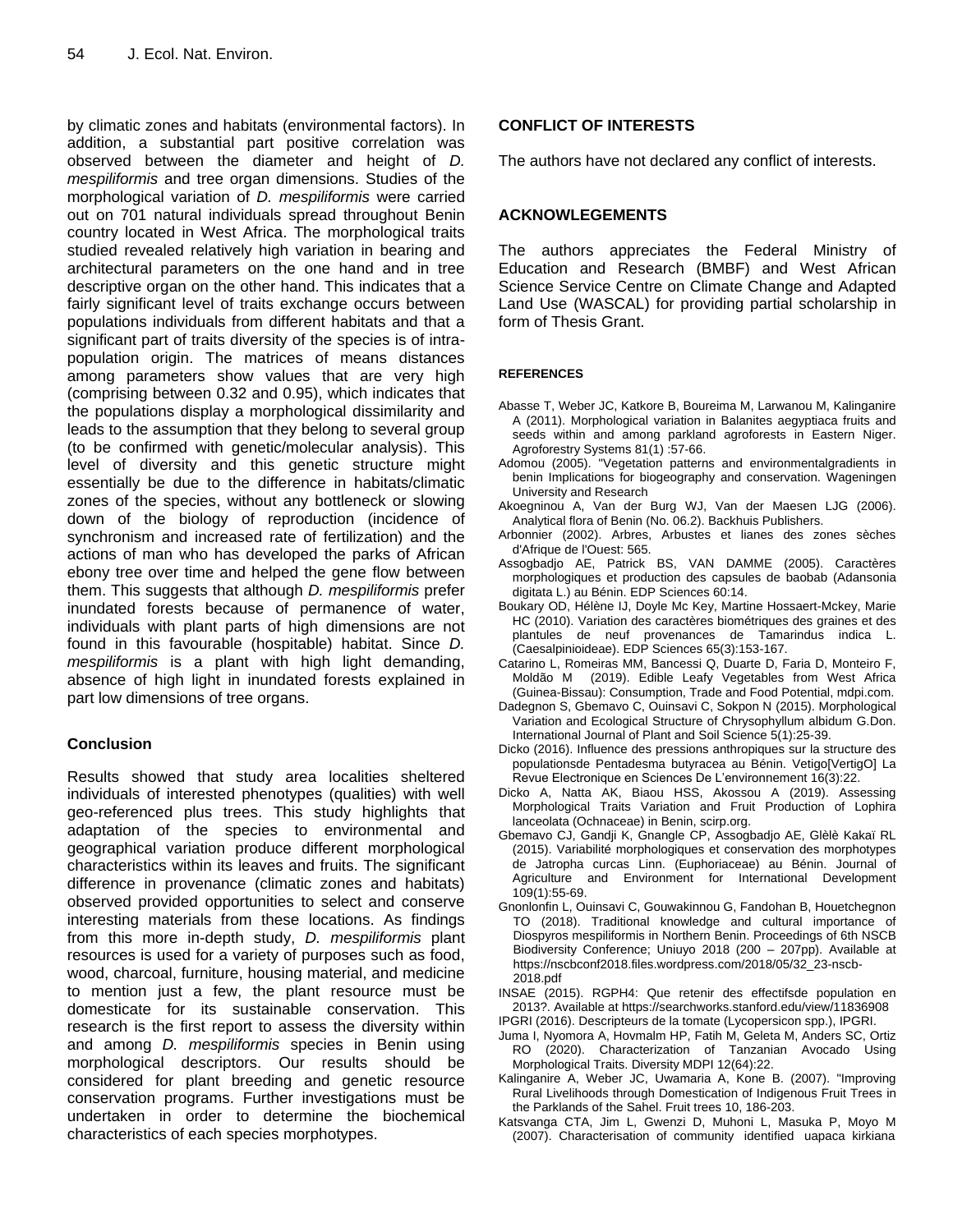by climatic zones and habitats (environmental factors). In addition, a substantial part positive correlation was observed between the diameter and height of *D. mespiliformis* and tree organ dimensions. Studies of the morphological variation of *D. mespiliformis* were carried out on 701 natural individuals spread throughout Benin country located in West Africa. The morphological traits studied revealed relatively high variation in bearing and architectural parameters on the one hand and in tree descriptive organ on the other hand. This indicates that a fairly significant level of traits exchange occurs between populations individuals from different habitats and that a significant part of traits diversity of the species is of intra-population origin. The matrices of means distances among parameters show values that are very high (comprising between 0.32 and 0.95), which indicates that the populations display a morphological dissimilarity and leads to the assumption that they belong to several group (to be confirmed with genetic/molecular analysis). This level of diversity and this genetic structure might essentially be due to the difference in habitats/climatic zones of the species, without any bottleneck or slowing down of the biology of reproduction (incidence of synchronism and increased rate of fertilization) and the actions of man who has developed the parks of African ebony tree over time and helped the gene flow between them. This suggests that although *D. mespiliformis* prefer inundated forests because of permanence of water, individuals with plant parts of high dimensions are not found in this favourable (hospitable) habitat. Since *D. mespiliformis* is a plant with high light demanding, absence of high light in inundated forests explained in part low dimensions of tree organs.

## Conclusion

Results showed that study area localities sheltered individuals of interested phenotypes (qualities) with well geo-referenced plus trees. This study highlights that adaptation of the species to environmental and geographical variation produce different morphological characteristics within its leaves and fruits. The significant difference in provenance (climatic zones and habitats) observed provided opportunities to select and conserve interesting materials from these locations. As findings from this more in-depth study, *D. mespiliformis* plant resources is used for a variety of purposes such as food, wood, charcoal, furniture, housing material, and medicine to mention just a few, the plant resource must be domesticate for its sustainable conservation. This research is the first report to assess the diversity within and among *D. mespiliformis* species in Benin using morphological descriptors. Our results should be considered for plant breeding and genetic resource conservation programs. Further investigations must be undertaken in order to determine the biochemical characteristics of each species morphotypes.

## CONFLICT OF INTERESTS

The authors have not declared any conflict of interests.

## ACKNOWLEGEMENTS

The authors appreciates the Federal Ministry of Education and Research (BMBF) and West African Science Service Centre on Climate Change and Adapted Land Use (WASCAL) for providing partial scholarship in form of Thesis Grant.

## REFERENCES

Abasse T, Weber JC, Katkore B, Boureima M, Larwanou M, Kalinganire A (2011). Morphological variation in Balanites aegyptiaca fruits and seeds within and among parkland agroforests in Eastern Niger. Agroforestry Systems 81(1) :57-66.

Adomou (2005). "Vegetation patterns and environmentalgradients in benin Implications for biogeography and conservation. Wageningen University and Research

Akoegninou A, Van der Burg WJ, Van der Maesen LJG (2006). Analytical flora of Benin (No. 06.2). Backhuis Publishers.

Arbonnier (2002). Arbres, Arbustes et lianes des zones sèches d'Afrique de l'Ouest: 565.

Assogbadjo AE, Patrick BS, VAN DAMME (2005). Caractères morphologiques et production des capsules de baobab (Adansonia digitata L.) au Bénin. EDP Sciences 60:14.

Boukary OD, Hélène IJ, Doyle Mc Key, Martine Hossaert-Mckey, Marie HC (2010). Variation des caractères biométriques des graines et des plantules de neuf provenances de Tamarindus indica L. (Caesalpinioideae). EDP Sciences 65(3):153-167.

Catarino L, Romeiras MM, Bancessi Q, Duarte D, Faria D, Monteiro F, Moldão M (2019). Edible Leafy Vegetables from West Africa (Guinea-Bissau): Consumption, Trade and Food Potential, mdpi.com.

Dadegnon S, Gbemavo C, Ouinsavi C, Sokpon N (2015). Morphological Variation and Ecological Structure of Chrysophyllum albidum G.Don. International Journal of Plant and Soil Science 5(1):25-39.

Dicko (2016). Influence des pressions anthropiques sur la structure des populationsde Pentadesma butyracea au Bénin. Vetigo[VertigO] La Revue Electronique en Sciences De L'environnement 16(3):22.

Dicko A, Natta AK, Biaou HSS, Akossou A (2019). Assessing Morphological Traits Variation and Fruit Production of Lophira lanceolata (Ochnaceae) in Benin, scirp.org.

Gbemavo CJ, Gandji K, Gnangle CP, Assogbadjo AE, Glèlè Kakaï RL (2015). Variabilité morphologiques et conservation des morphotypes de Jatropha curcas Linn. (Euphoriaceae) au Bénin. Journal of Agriculture and Environment for International Development 109(1):55-69.

Gnonlonfin L, Ouinsavi C, Gouwakinnou G, Fandohan B, Houetchegnon TO (2018). Traditional knowledge and cultural importance of Diospyros mespiliformis in Northern Benin. Proceedings of 6th NSCB Biodiversity Conference; Uniuyo 2018 (200 – 207pp). Available at https://nscbconf2018.files.wordpress.com/2018/05/32_23-nscb-2018.pdf

INSAE (2015). RGPH4: Que retenir des effectifsde population en 2013?. Available at https://searchworks.stanford.edu/view/11836908

IPGRI (2016). Descripteurs de la tomate (Lycopersicon spp.), IPGRI.

Juma I, Nyomora A, Hovmalm HP, Fatih M, Geleta M, Anders SC, Ortiz RO (2020). Characterization of Tanzanian Avocado Using Morphological Traits. Diversity MDPI 12(64):22.

Kalinganire A, Weber JC, Uwamaria A, Kone B. (2007). "Improving Rural Livelihoods through Domestication of Indigenous Fruit Trees in the Parklands of the Sahel. Fruit trees 10, 186-203.

Katsvanga CTA, Jim L, Gwenzi D, Muhoni L, Masuka P, Moyo M (2007). Characterisation of community identified uapaca kirkiana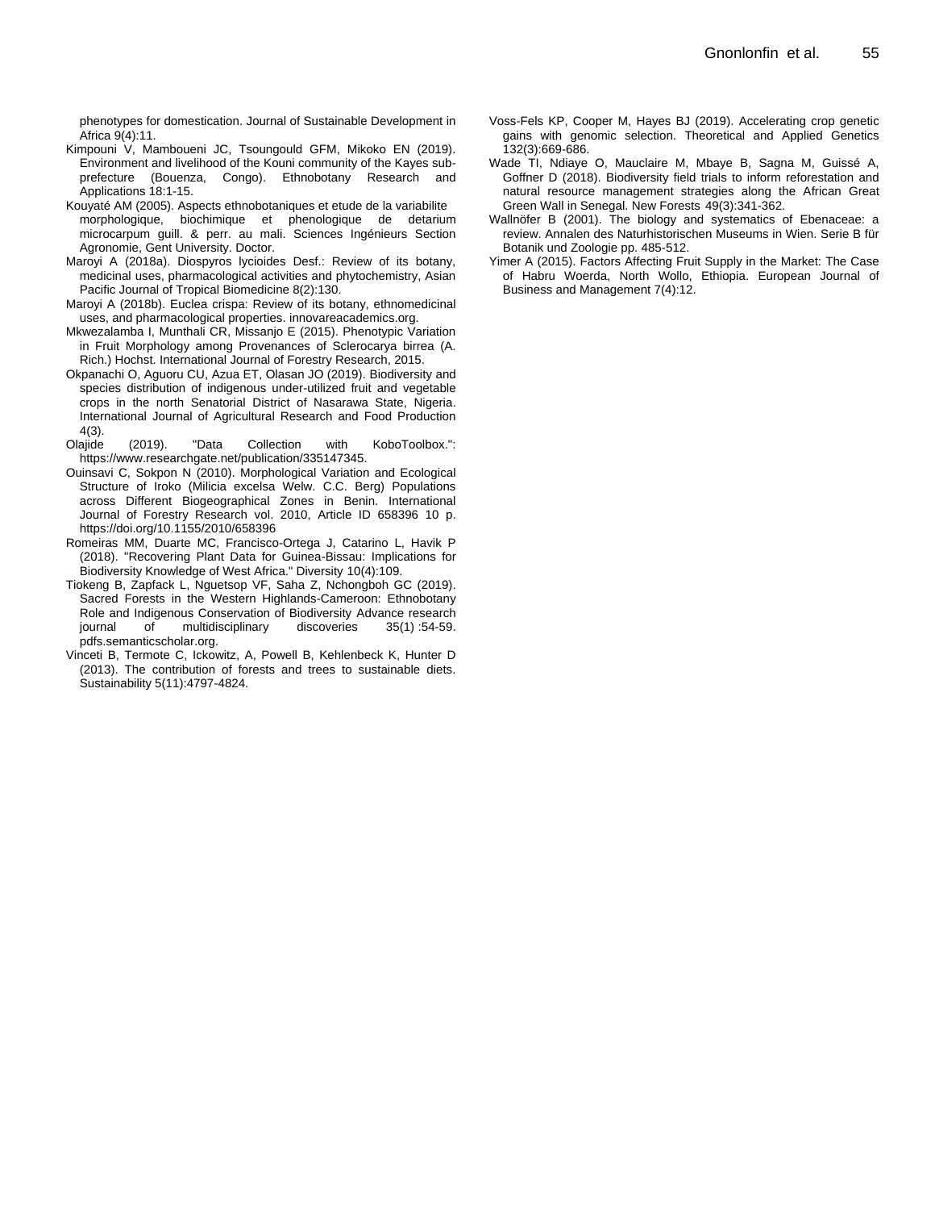phenotypes for domestication. Journal of Sustainable Development in Africa 9(4):11.

Kimpouni V, Mamboueni JC, Tsoungould GFM, Mikoko EN (2019). Environment and livelihood of the Kouni community of the Kayes sub-prefecture (Bouenza, Congo). Ethnobotany Research and Applications 18:1-15.

Kouyaté AM (2005). Aspects ethnobotaniques et etude de la variabilite morphologique, biochimique et phenologique de detarium microcarpum guill. & perr. au mali. Sciences Ingénieurs Section Agronomie, Gent University. Doctor.

Maroyi A (2018a). Diospyros lycioides Desf.: Review of its botany, medicinal uses, pharmacological activities and phytochemistry, Asian Pacific Journal of Tropical Biomedicine 8(2):130.

Maroyi A (2018b). Euclea crispa: Review of its botany, ethnomedicinal uses, and pharmacological properties. innovareacademics.org.

Mkwezalamba I, Munthali CR, Missanjo E (2015). Phenotypic Variation in Fruit Morphology among Provenances of Sclerocarya birrea (A. Rich.) Hochst. International Journal of Forestry Research, 2015.

Okpanachi O, Aguoru CU, Azua ET, Olasan JO (2019). Biodiversity and species distribution of indigenous under-utilized fruit and vegetable crops in the north Senatorial District of Nasarawa State, Nigeria. International Journal of Agricultural Research and Food Production 4(3).

Olajide (2019). "Data Collection with KoboToolbox.": https://www.researchgate.net/publication/335147345.

Ouinsavi C, Sokpon N (2010). Morphological Variation and Ecological Structure of Iroko (Milicia excelsa Welw. C.C. Berg) Populations across Different Biogeographical Zones in Benin. International Journal of Forestry Research vol. 2010, Article ID 658396 10 p. https://doi.org/10.1155/2010/658396

Romeiras MM, Duarte MC, Francisco-Ortega J, Catarino L, Havik P (2018). "Recovering Plant Data for Guinea-Bissau: Implications for Biodiversity Knowledge of West Africa." Diversity 10(4):109.

Tiokeng B, Zapfack L, Nguetsop VF, Saha Z, Nchongboh GC (2019). Sacred Forests in the Western Highlands-Cameroon: Ethnobotany Role and Indigenous Conservation of Biodiversity Advance research journal of multidisciplinary discoveries 35(1) :54-59. pdfs.semanticscholar.org.

Vinceti B, Termote C, Ickowitz, A, Powell B, Kehlenbeck K, Hunter D (2013). The contribution of forests and trees to sustainable diets. Sustainability 5(11):4797-4824.

Voss-Fels KP, Cooper M, Hayes BJ (2019). Accelerating crop genetic gains with genomic selection. Theoretical and Applied Genetics 132(3):669-686.

Wade TI, Ndiaye O, Mauclaire M, Mbaye B, Sagna M, Guissé A, Goffner D (2018). Biodiversity field trials to inform reforestation and natural resource management strategies along the African Great Green Wall in Senegal. New Forests 49(3):341-362.

Wallnöfer B (2001). The biology and systematics of Ebenaceae: a review. Annalen des Naturhistorischen Museums in Wien. Serie B für Botanik und Zoologie pp. 485-512.

Yimer A (2015). Factors Affecting Fruit Supply in the Market: The Case of Habru Woerda, North Wollo, Ethiopia. European Journal of Business and Management 7(4):12.